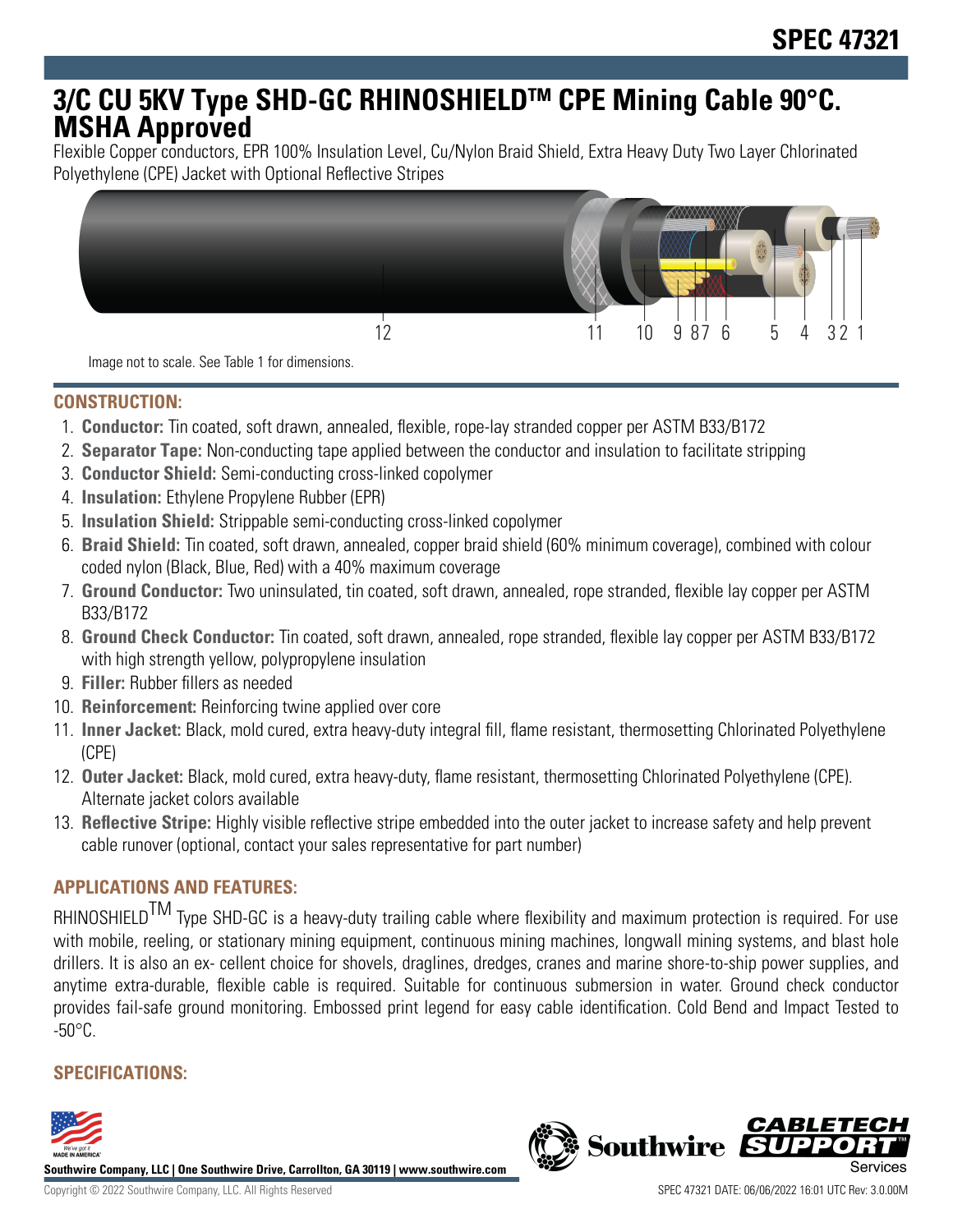# SPEC 47321

## 3/C CU 5KV Type SHD-GC RHINOSHIELDTM CPE Mining Cable 90°C. MSHA Approved

Flexible Copper conductors, EPR 100% Insulation Level, Cu/Nylon Braid Shield, Extra Heavy Duty Two Layer Chlorinated Polyethylene (CPE) Jacket with Optional Reflective Stripes

Image not to scale. See Table 1 for dimensions.

### CONSTRUCTION:

1. **Conductor:** Tin coated, soft drawn, annealed, flexible, rope-lay stranded copper per ASTM B33/B172
2. **Separator Tape:** Non-conducting tape applied between the conductor and insulation to facilitate stripping
3. **Conductor Shield:** Semi-conducting cross-linked copolymer
4. **Insulation:** Ethylene Propylene Rubber (EPR)
5. **Insulation Shield:** Strippable semi-conducting cross-linked copolymer
6. **Braid Shield:** Tin coated, soft drawn, annealed, copper braid shield (60% minimum coverage), combined with colour coded nylon (Black, Blue, Red) with a 40% maximum coverage
7. **Ground Conductor:** Two uninsulated, tin coated, soft drawn, annealed, rope stranded, flexible lay copper per ASTM B33/B172
8. **Ground Check Conductor:** Tin coated, soft drawn, annealed, rope stranded, flexible lay copper per ASTM B33/B172 with high strength yellow, polypropylene insulation
9. **Filler:** Rubber fillers as needed
10. **Reinforcement:** Reinforcing twine applied over core
11. **Inner Jacket:** Black, mold cured, extra heavy-duty integral fill, flame resistant, thermosetting Chlorinated Polyethylene (CPE)
12. **Outer Jacket:** Black, mold cured, extra heavy-duty, flame resistant, thermosetting Chlorinated Polyethylene (CPE). Alternate jacket colors available
13. **Reflective Stripe:** Highly visible reflective stripe embedded into the outer jacket to increase safety and help prevent cable runover (optional, contact your sales representative for part number)

### APPLICATIONS AND FEATURES:

RHINOSHIELDTM Type SHD-GC is a heavy-duty trailing cable where flexibility and maximum protection is required. For use with mobile, reeling, or stationary mining equipment, continuous mining machines, longwall mining systems, and blast hole drillers. It is also an ex- cellent choice for shovels, draglines, dredges, cranes and marine shore-to-ship power supplies, and anytime extra-durable, flexible cable is required. Suitable for continuous submersion in water. Ground check conductor provides fail-safe ground monitoring. Embossed print legend for easy cable identification. Cold Bend and Impact Tested to -50°C.

### SPECIFICATIONS: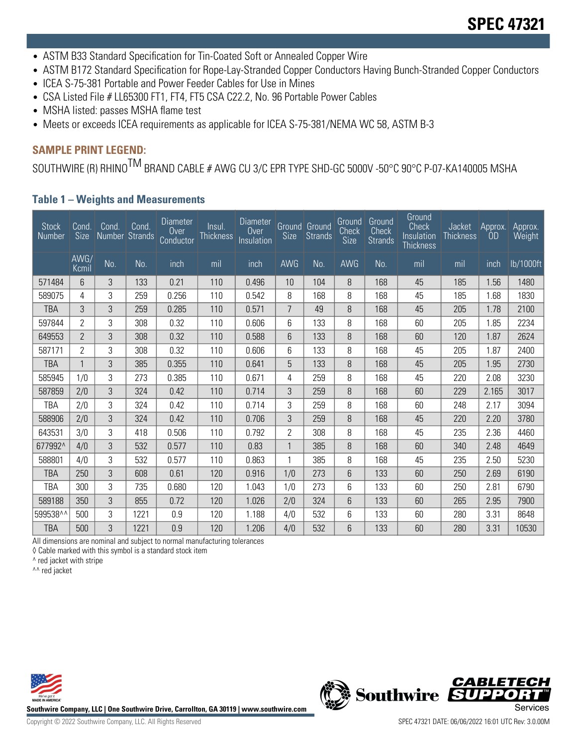- ASTM B33 Standard Specification for Tin-Coated Soft or Annealed Copper Wire
- ASTM B172 Standard Specification for Rope-Lay-Stranded Copper Conductors Having Bunch-Stranded Copper Conductors
- ICEA S-75-381 Portable and Power Feeder Cables for Use in Mines
- CSA Listed File # LL65300 FT1, FT4, FT5 CSA C22.2, No. 96 Portable Power Cables
- MSHA listed: passes MSHA flame test
- Meets or exceeds ICEA requirements as applicable for ICEA S-75-381/NEMA WC 58, ASTM B-3

## SAMPLE PRINT LEGEND:

SOUTHWIRE (R) RHINO™ BRAND CABLE # AWG CU 3/C EPR TYPE SHD-GC 5000V -50°C 90°C P-07-KA140005 MSHA

### Table 1 – Weights and Measurements

| Stock Number | Cond. Size | Cond. Number | Cond. Strands | Diameter Over Conductor | Insul. Thickness | Diameter Over Insulation | Ground Size | Ground Strands | Ground Check Size | Ground Check Strands | Ground Check Insulation Thickness | Jacket Thickness | Approx. OD | Approx. Weight |
|---|---|---|---|---|---|---|---|---|---|---|---|---|---|---|
| | AWG/ Kcmil | No. | No. | inch | mil | inch | AWG | No. | AWG | No. | mil | mil | inch | lb/1000ft |
| 571484 | 6 | 3 | 133 | 0.21 | 110 | 0.496 | 10 | 104 | 8 | 168 | 45 | 185 | 1.56 | 1480 |
| 589075 | 4 | 3 | 259 | 0.256 | 110 | 0.542 | 8 | 168 | 8 | 168 | 45 | 185 | 1.68 | 1830 |
| TBA | 3 | 3 | 259 | 0.285 | 110 | 0.571 | 7 | 49 | 8 | 168 | 45 | 205 | 1.78 | 2100 |
| 597844 | 2 | 3 | 308 | 0.32 | 110 | 0.606 | 6 | 133 | 8 | 168 | 60 | 205 | 1.85 | 2234 |
| 649553 | 2 | 3 | 308 | 0.32 | 110 | 0.588 | 6 | 133 | 8 | 168 | 60 | 120 | 1.87 | 2624 |
| 587171 | 2 | 3 | 308 | 0.32 | 110 | 0.606 | 6 | 133 | 8 | 168 | 45 | 205 | 1.87 | 2400 |
| TBA | 1 | 3 | 385 | 0.355 | 110 | 0.641 | 5 | 133 | 8 | 168 | 45 | 205 | 1.95 | 2730 |
| 585945 | 1/0 | 3 | 273 | 0.385 | 110 | 0.671 | 4 | 259 | 8 | 168 | 45 | 220 | 2.08 | 3230 |
| 587859 | 2/0 | 3 | 324 | 0.42 | 110 | 0.714 | 3 | 259 | 8 | 168 | 60 | 229 | 2.165 | 3017 |
| TBA | 2/0 | 3 | 324 | 0.42 | 110 | 0.714 | 3 | 259 | 8 | 168 | 60 | 248 | 2.17 | 3094 |
| 588906 | 2/0 | 3 | 324 | 0.42 | 110 | 0.706 | 3 | 259 | 8 | 168 | 45 | 220 | 2.20 | 3780 |
| 643531 | 3/0 | 3 | 418 | 0.506 | 110 | 0.792 | 2 | 308 | 8 | 168 | 45 | 235 | 2.36 | 4460 |
| 677992^ | 4/0 | 3 | 532 | 0.577 | 110 | 0.83 | 1 | 385 | 8 | 168 | 60 | 340 | 2.48 | 4649 |
| 588801 | 4/0 | 3 | 532 | 0.577 | 110 | 0.863 | 1 | 385 | 8 | 168 | 45 | 235 | 2.50 | 5230 |
| TBA | 250 | 3 | 608 | 0.61 | 120 | 0.916 | 1/0 | 273 | 6 | 133 | 60 | 250 | 2.69 | 6190 |
| TBA | 300 | 3 | 735 | 0.680 | 120 | 1.043 | 1/0 | 273 | 6 | 133 | 60 | 250 | 2.81 | 6790 |
| 589188 | 350 | 3 | 855 | 0.72 | 120 | 1.026 | 2/0 | 324 | 6 | 133 | 60 | 265 | 2.95 | 7900 |
| 599538^^ | 500 | 3 | 1221 | 0.9 | 120 | 1.188 | 4/0 | 532 | 6 | 133 | 60 | 280 | 3.31 | 8648 |
| TBA | 500 | 3 | 1221 | 0.9 | 120 | 1.206 | 4/0 | 532 | 6 | 133 | 60 | 280 | 3.31 | 10530 |

All dimensions are nominal and subject to normal manufacturing tolerances
◊ Cable marked with this symbol is a standard stock item
^ red jacket with stripe
^^ red jacket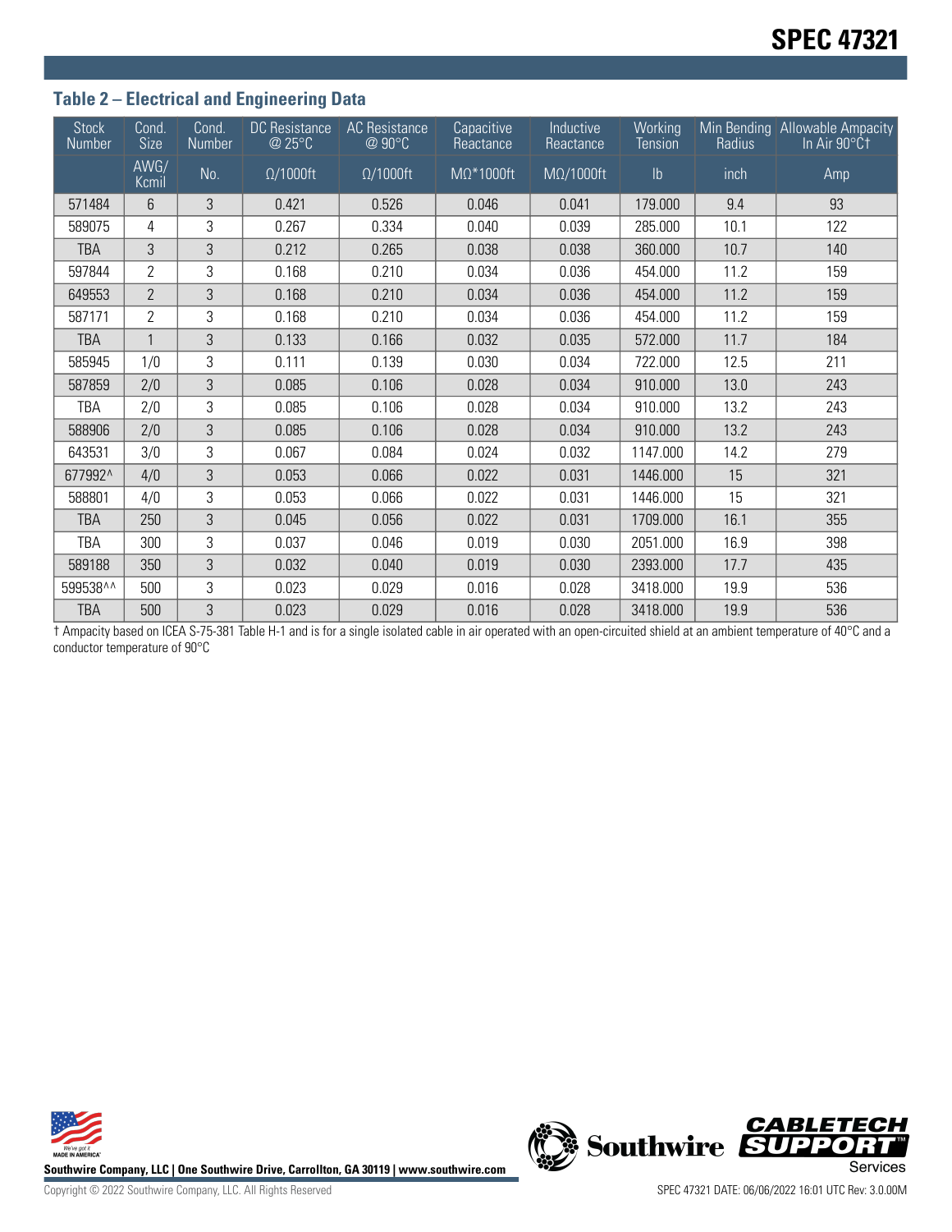## Table 2 – Electrical and Engineering Data

| Stock Number | Cond. Size | Cond. Number | DC Resistance @ 25°C | AC Resistance @ 90°C | Capacitive Reactance | Inductive Reactance | Working Tension | Min Bending Radius | Allowable Ampacity In Air 90°C† |
|---|---|---|---|---|---|---|---|---|---|
| | AWG/ Kcmil | No. | Ω/1000ft | Ω/1000ft | MΩ*1000ft | MΩ/1000ft | lb | inch | Amp |
| 571484 | 6 | 3 | 0.421 | 0.526 | 0.046 | 0.041 | 179.000 | 9.4 | 93 |
| 589075 | 4 | 3 | 0.267 | 0.334 | 0.040 | 0.039 | 285.000 | 10.1 | 122 |
| TBA | 3 | 3 | 0.212 | 0.265 | 0.038 | 0.038 | 360.000 | 10.7 | 140 |
| 597844 | 2 | 3 | 0.168 | 0.210 | 0.034 | 0.036 | 454.000 | 11.2 | 159 |
| 649553 | 2 | 3 | 0.168 | 0.210 | 0.034 | 0.036 | 454.000 | 11.2 | 159 |
| 587171 | 2 | 3 | 0.168 | 0.210 | 0.034 | 0.036 | 454.000 | 11.2 | 159 |
| TBA | 1 | 3 | 0.133 | 0.166 | 0.032 | 0.035 | 572.000 | 11.7 | 184 |
| 585945 | 1/0 | 3 | 0.111 | 0.139 | 0.030 | 0.034 | 722.000 | 12.5 | 211 |
| 587859 | 2/0 | 3 | 0.085 | 0.106 | 0.028 | 0.034 | 910.000 | 13.0 | 243 |
| TBA | 2/0 | 3 | 0.085 | 0.106 | 0.028 | 0.034 | 910.000 | 13.2 | 243 |
| 588906 | 2/0 | 3 | 0.085 | 0.106 | 0.028 | 0.034 | 910.000 | 13.2 | 243 |
| 643531 | 3/0 | 3 | 0.067 | 0.084 | 0.024 | 0.032 | 1147.000 | 14.2 | 279 |
| 677992^ | 4/0 | 3 | 0.053 | 0.066 | 0.022 | 0.031 | 1446.000 | 15 | 321 |
| 588801 | 4/0 | 3 | 0.053 | 0.066 | 0.022 | 0.031 | 1446.000 | 15 | 321 |
| TBA | 250 | 3 | 0.045 | 0.056 | 0.022 | 0.031 | 1709.000 | 16.1 | 355 |
| TBA | 300 | 3 | 0.037 | 0.046 | 0.019 | 0.030 | 2051.000 | 16.9 | 398 |
| 589188 | 350 | 3 | 0.032 | 0.040 | 0.019 | 0.030 | 2393.000 | 17.7 | 435 |
| 599538^^ | 500 | 3 | 0.023 | 0.029 | 0.016 | 0.028 | 3418.000 | 19.9 | 536 |
| TBA | 500 | 3 | 0.023 | 0.029 | 0.016 | 0.028 | 3418.000 | 19.9 | 536 |

† Ampacity based on ICEA S-75-381 Table H-1 and is for a single isolated cable in air operated with an open-circuited shield at an ambient temperature of 40°C and a conductor temperature of 90°C

**Southwire Company, LLC | One Southwire Drive, Carrollton, GA 30119 | www.southwire.com**

Copyright © 2022 Southwire Company, LLC. All Rights Reserved

SPEC 47321 DATE: 06/06/2022 16:01 UTC Rev: 3.0.00M